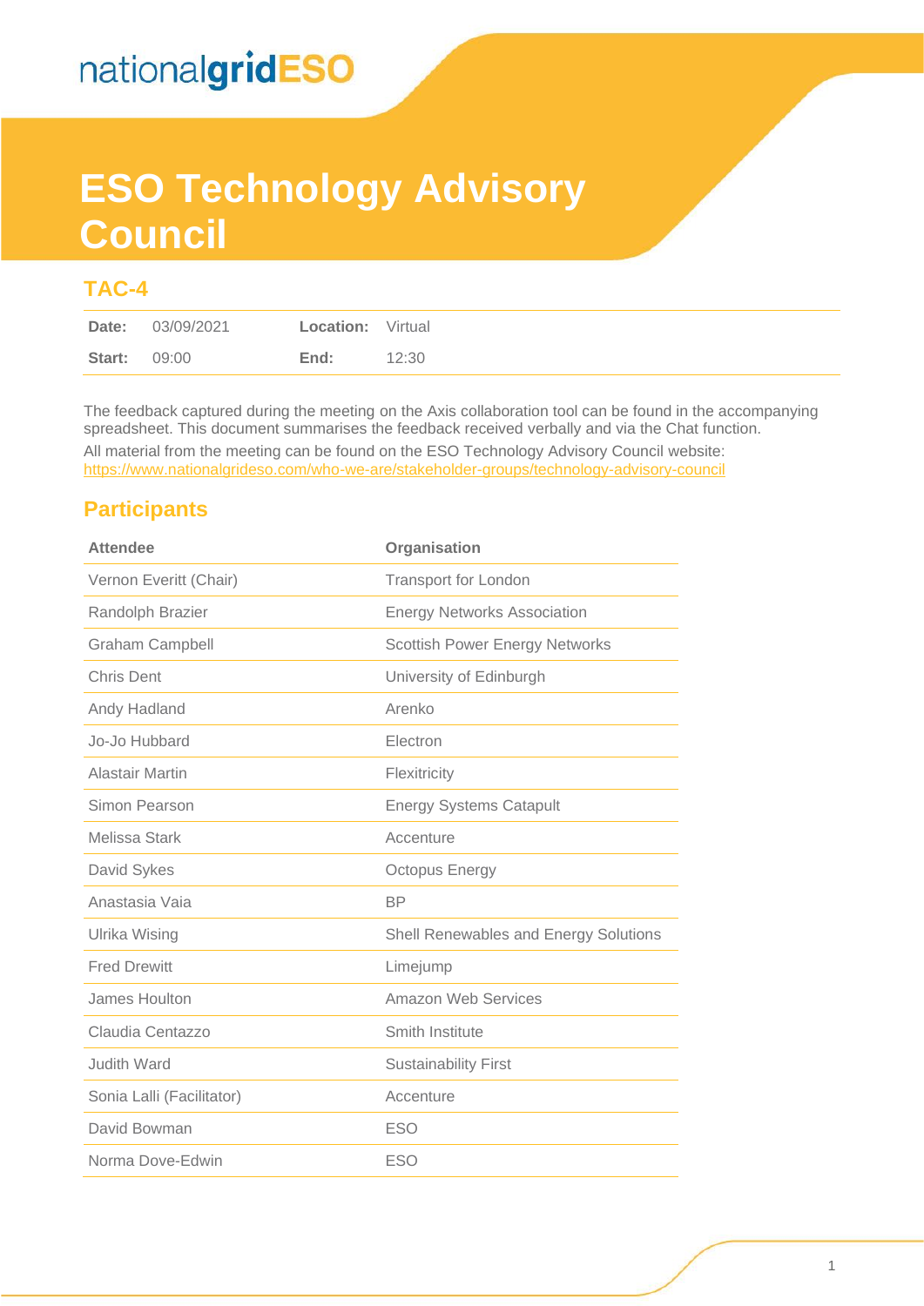nationalgridESO

# ESO Technology Advisory Council

## TAC-4

| | | | |
|---|---|---|---|
| **Date:** | 03/09/2021 | **Location:** | Virtual |
| **Start:** | 09:00 | **End:** | 12:30 |

The feedback captured during the meeting on the Axis collaboration tool can be found in the accompanying spreadsheet. This document summarises the feedback received verbally and via the Chat function.

All material from the meeting can be found on the ESO Technology Advisory Council website: https://www.nationalgrideso.com/who-we-are/stakeholder-groups/technology-advisory-council

## Participants

| Attendee | Organisation |
|---|---|
| Vernon Everitt (Chair) | Transport for London |
| Randolph Brazier | Energy Networks Association |
| Graham Campbell | Scottish Power Energy Networks |
| Chris Dent | University of Edinburgh |
| Andy Hadland | Arenko |
| Jo-Jo Hubbard | Electron |
| Alastair Martin | Flexitricity |
| Simon Pearson | Energy Systems Catapult |
| Melissa Stark | Accenture |
| David Sykes | Octopus Energy |
| Anastasia Vaia | BP |
| Ulrika Wising | Shell Renewables and Energy Solutions |
| Fred Drewitt | Limejump |
| James Houlton | Amazon Web Services |
| Claudia Centazzo | Smith Institute |
| Judith Ward | Sustainability First |
| Sonia Lalli (Facilitator) | Accenture |
| David Bowman | ESO |
| Norma Dove-Edwin | ESO |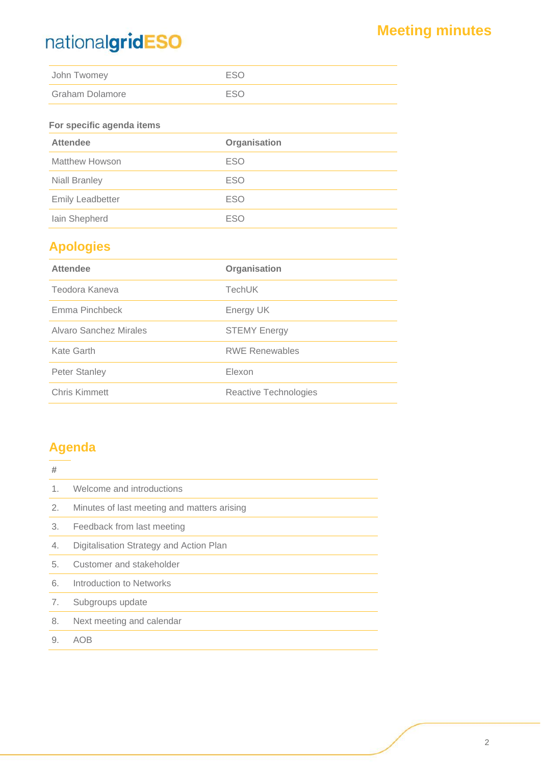| | |
|---|---|
| John Twomey | ESO |
| Graham Dolamore | ESO |

**For specific agenda items**

| Attendee | Organisation |
|---|---|
| Matthew Howson | ESO |
| Niall Branley | ESO |
| Emily Leadbetter | ESO |
| Iain Shepherd | ESO |

## Apologies

| Attendee | Organisation |
|---|---|
| Teodora Kaneva | TechUK |
| Emma Pinchbeck | Energy UK |
| Alvaro Sanchez Mirales | STEMY Energy |
| Kate Garth | RWE Renewables |
| Peter Stanley | Elexon |
| Chris Kimmett | Reactive Technologies |

## Agenda

| # | |
|---|---|
| 1. | Welcome and introductions |
| 2. | Minutes of last meeting and matters arising |
| 3. | Feedback from last meeting |
| 4. | Digitalisation Strategy and Action Plan |
| 5. | Customer and stakeholder |
| 6. | Introduction to Networks |
| 7. | Subgroups update |
| 8. | Next meeting and calendar |
| 9. | AOB |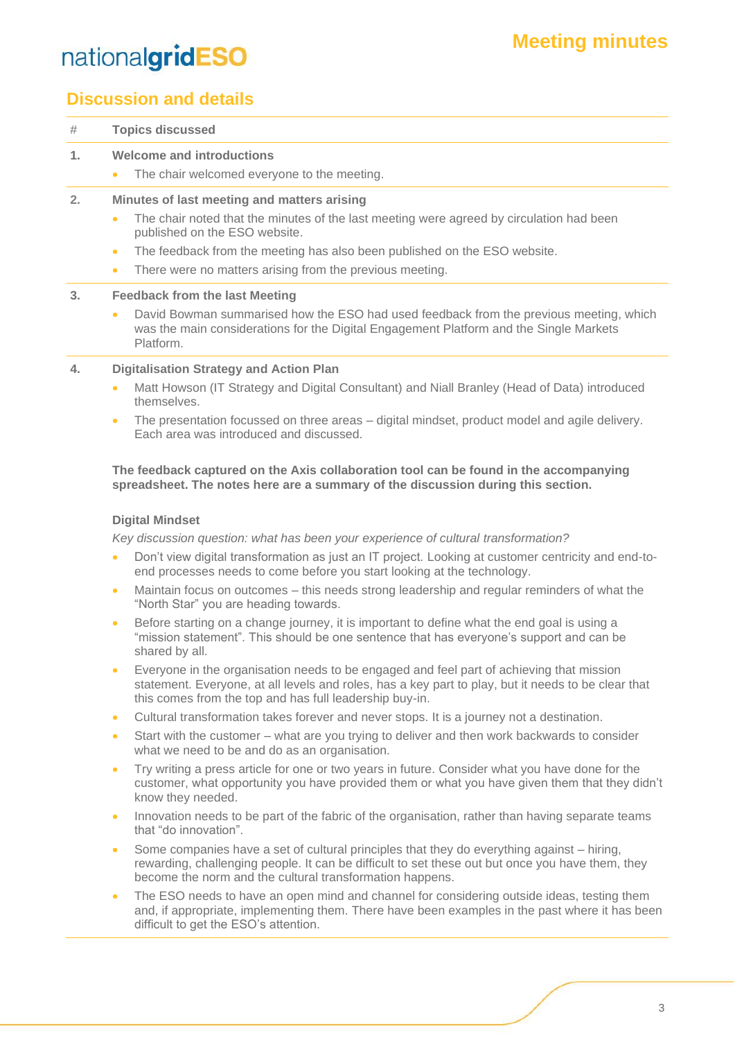## Discussion and details

| # | Topics discussed |
|---|---|
| **1.** | **Welcome and introductions** |

**1. Welcome and introductions**

- The chair welcomed everyone to the meeting.

**2. Minutes of last meeting and matters arising**

- The chair noted that the minutes of the last meeting were agreed by circulation had been published on the ESO website.
- The feedback from the meeting has also been published on the ESO website.
- There were no matters arising from the previous meeting.

**3. Feedback from the last Meeting**

- David Bowman summarised how the ESO had used feedback from the previous meeting, which was the main considerations for the Digital Engagement Platform and the Single Markets Platform.

**4. Digitalisation Strategy and Action Plan**

- Matt Howson (IT Strategy and Digital Consultant) and Niall Branley (Head of Data) introduced themselves.
- The presentation focussed on three areas – digital mindset, product model and agile delivery. Each area was introduced and discussed.

**The feedback captured on the Axis collaboration tool can be found in the accompanying spreadsheet. The notes here are a summary of the discussion during this section.**

**Digital Mindset**

*Key discussion question: what has been your experience of cultural transformation?*

- Don't view digital transformation as just an IT project. Looking at customer centricity and end-to-end processes needs to come before you start looking at the technology.
- Maintain focus on outcomes – this needs strong leadership and regular reminders of what the "North Star" you are heading towards.
- Before starting on a change journey, it is important to define what the end goal is using a "mission statement". This should be one sentence that has everyone's support and can be shared by all.
- Everyone in the organisation needs to be engaged and feel part of achieving that mission statement. Everyone, at all levels and roles, has a key part to play, but it needs to be clear that this comes from the top and has full leadership buy-in.
- Cultural transformation takes forever and never stops. It is a journey not a destination.
- Start with the customer – what are you trying to deliver and then work backwards to consider what we need to be and do as an organisation.
- Try writing a press article for one or two years in future. Consider what you have done for the customer, what opportunity you have provided them or what you have given them that they didn't know they needed.
- Innovation needs to be part of the fabric of the organisation, rather than having separate teams that "do innovation".
- Some companies have a set of cultural principles that they do everything against – hiring, rewarding, challenging people. It can be difficult to set these out but once you have them, they become the norm and the cultural transformation happens.
- The ESO needs to have an open mind and channel for considering outside ideas, testing them and, if appropriate, implementing them. There have been examples in the past where it has been difficult to get the ESO's attention.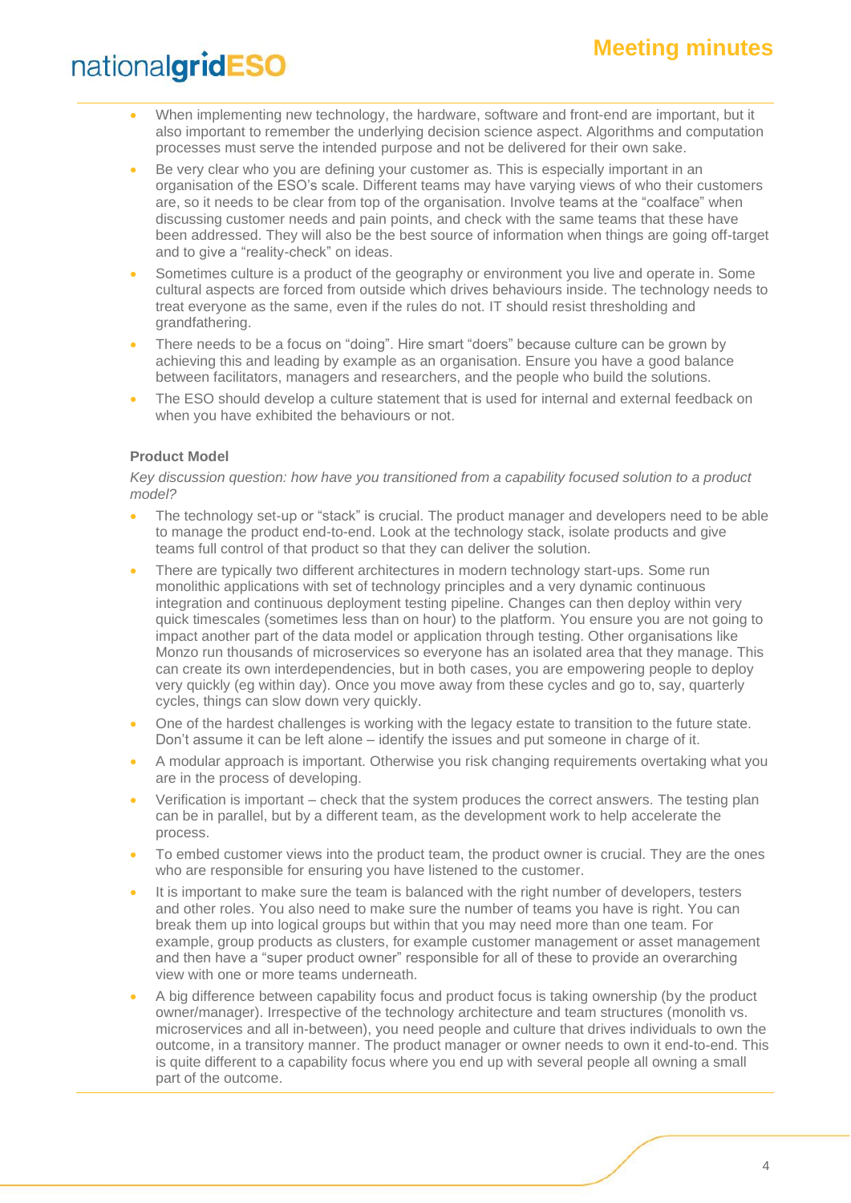- When implementing new technology, the hardware, software and front-end are important, but it also important to remember the underlying decision science aspect. Algorithms and computation processes must serve the intended purpose and not be delivered for their own sake.
- Be very clear who you are defining your customer as. This is especially important in an organisation of the ESO's scale. Different teams may have varying views of who their customers are, so it needs to be clear from top of the organisation. Involve teams at the "coalface" when discussing customer needs and pain points, and check with the same teams that these have been addressed. They will also be the best source of information when things are going off-target and to give a "reality-check" on ideas.
- Sometimes culture is a product of the geography or environment you live and operate in. Some cultural aspects are forced from outside which drives behaviours inside. The technology needs to treat everyone as the same, even if the rules do not. IT should resist thresholding and grandfathering.
- There needs to be a focus on "doing". Hire smart "doers" because culture can be grown by achieving this and leading by example as an organisation. Ensure you have a good balance between facilitators, managers and researchers, and the people who build the solutions.
- The ESO should develop a culture statement that is used for internal and external feedback on when you have exhibited the behaviours or not.

**Product Model**

*Key discussion question: how have you transitioned from a capability focused solution to a product model?*

- The technology set-up or "stack" is crucial. The product manager and developers need to be able to manage the product end-to-end. Look at the technology stack, isolate products and give teams full control of that product so that they can deliver the solution.
- There are typically two different architectures in modern technology start-ups. Some run monolithic applications with set of technology principles and a very dynamic continuous integration and continuous deployment testing pipeline. Changes can then deploy within very quick timescales (sometimes less than on hour) to the platform. You ensure you are not going to impact another part of the data model or application through testing. Other organisations like Monzo run thousands of microservices so everyone has an isolated area that they manage. This can create its own interdependencies, but in both cases, you are empowering people to deploy very quickly (eg within day). Once you move away from these cycles and go to, say, quarterly cycles, things can slow down very quickly.
- One of the hardest challenges is working with the legacy estate to transition to the future state. Don't assume it can be left alone – identify the issues and put someone in charge of it.
- A modular approach is important. Otherwise you risk changing requirements overtaking what you are in the process of developing.
- Verification is important – check that the system produces the correct answers. The testing plan can be in parallel, but by a different team, as the development work to help accelerate the process.
- To embed customer views into the product team, the product owner is crucial. They are the ones who are responsible for ensuring you have listened to the customer.
- It is important to make sure the team is balanced with the right number of developers, testers and other roles. You also need to make sure the number of teams you have is right. You can break them up into logical groups but within that you may need more than one team. For example, group products as clusters, for example customer management or asset management and then have a "super product owner" responsible for all of these to provide an overarching view with one or more teams underneath.
- A big difference between capability focus and product focus is taking ownership (by the product owner/manager). Irrespective of the technology architecture and team structures (monolith vs. microservices and all in-between), you need people and culture that drives individuals to own the outcome, in a transitory manner. The product manager or owner needs to own it end-to-end. This is quite different to a capability focus where you end up with several people all owning a small part of the outcome.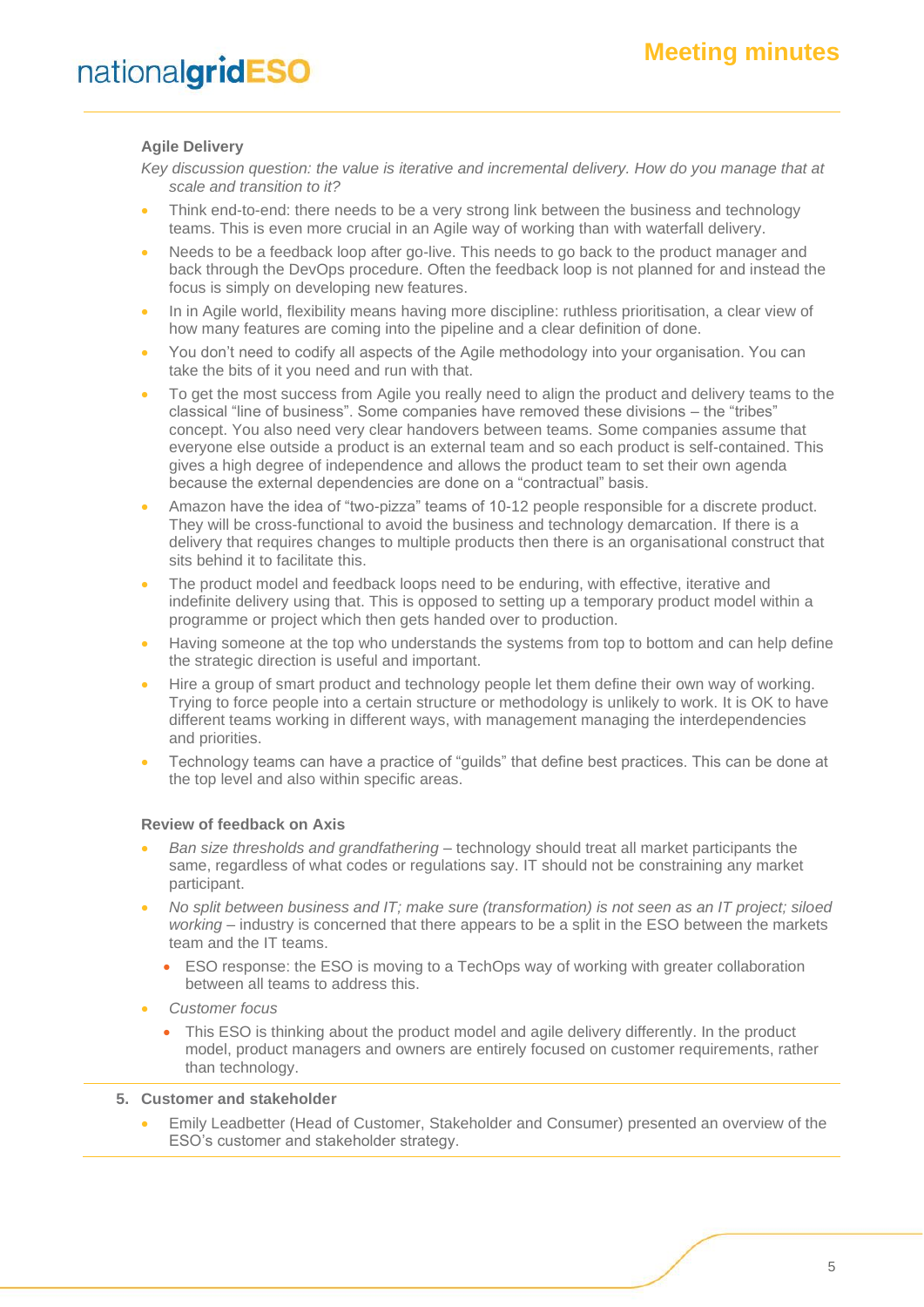**Agile Delivery**

*Key discussion question: the value is iterative and incremental delivery. How do you manage that at scale and transition to it?*

- Think end-to-end: there needs to be a very strong link between the business and technology teams. This is even more crucial in an Agile way of working than with waterfall delivery.
- Needs to be a feedback loop after go-live. This needs to go back to the product manager and back through the DevOps procedure. Often the feedback loop is not planned for and instead the focus is simply on developing new features.
- In in Agile world, flexibility means having more discipline: ruthless prioritisation, a clear view of how many features are coming into the pipeline and a clear definition of done.
- You don't need to codify all aspects of the Agile methodology into your organisation. You can take the bits of it you need and run with that.
- To get the most success from Agile you really need to align the product and delivery teams to the classical "line of business". Some companies have removed these divisions – the "tribes" concept. You also need very clear handovers between teams. Some companies assume that everyone else outside a product is an external team and so each product is self-contained. This gives a high degree of independence and allows the product team to set their own agenda because the external dependencies are done on a "contractual" basis.
- Amazon have the idea of "two-pizza" teams of 10-12 people responsible for a discrete product. They will be cross-functional to avoid the business and technology demarcation. If there is a delivery that requires changes to multiple products then there is an organisational construct that sits behind it to facilitate this.
- The product model and feedback loops need to be enduring, with effective, iterative and indefinite delivery using that. This is opposed to setting up a temporary product model within a programme or project which then gets handed over to production.
- Having someone at the top who understands the systems from top to bottom and can help define the strategic direction is useful and important.
- Hire a group of smart product and technology people let them define their own way of working. Trying to force people into a certain structure or methodology is unlikely to work. It is OK to have different teams working in different ways, with management managing the interdependencies and priorities.
- Technology teams can have a practice of "guilds" that define best practices. This can be done at the top level and also within specific areas.

**Review of feedback on Axis**

- *Ban size thresholds and grandfathering* – technology should treat all market participants the same, regardless of what codes or regulations say. IT should not be constraining any market participant.
- *No split between business and IT; make sure (transformation) is not seen as an IT project; siloed working* – industry is concerned that there appears to be a split in the ESO between the markets team and the IT teams.
    - ESO response: the ESO is moving to a TechOps way of working with greater collaboration between all teams to address this.
- *Customer focus*
    - This ESO is thinking about the product model and agile delivery differently. In the product model, product managers and owners are entirely focused on customer requirements, rather than technology.

**5. Customer and stakeholder**

- Emily Leadbetter (Head of Customer, Stakeholder and Consumer) presented an overview of the ESO's customer and stakeholder strategy.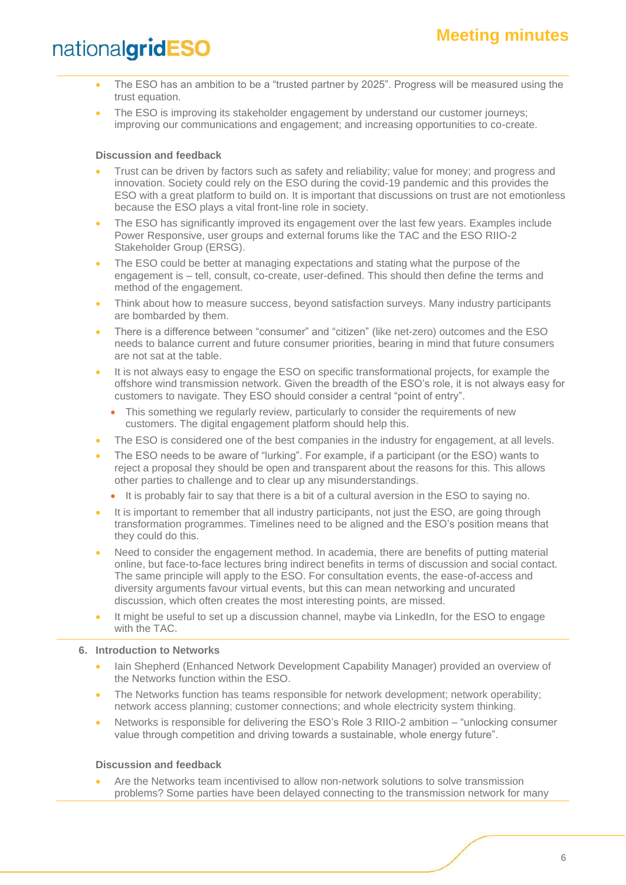- The ESO has an ambition to be a "trusted partner by 2025". Progress will be measured using the trust equation.
- The ESO is improving its stakeholder engagement by understand our customer journeys; improving our communications and engagement; and increasing opportunities to co-create.

**Discussion and feedback**

- Trust can be driven by factors such as safety and reliability; value for money; and progress and innovation. Society could rely on the ESO during the covid-19 pandemic and this provides the ESO with a great platform to build on. It is important that discussions on trust are not emotionless because the ESO plays a vital front-line role in society.
- The ESO has significantly improved its engagement over the last few years. Examples include Power Responsive, user groups and external forums like the TAC and the ESO RIIO-2 Stakeholder Group (ERSG).
- The ESO could be better at managing expectations and stating what the purpose of the engagement is – tell, consult, co-create, user-defined. This should then define the terms and method of the engagement.
- Think about how to measure success, beyond satisfaction surveys. Many industry participants are bombarded by them.
- There is a difference between "consumer" and "citizen" (like net-zero) outcomes and the ESO needs to balance current and future consumer priorities, bearing in mind that future consumers are not sat at the table.
- It is not always easy to engage the ESO on specific transformational projects, for example the offshore wind transmission network. Given the breadth of the ESO's role, it is not always easy for customers to navigate. They ESO should consider a central "point of entry".
  - This something we regularly review, particularly to consider the requirements of new customers. The digital engagement platform should help this.
- The ESO is considered one of the best companies in the industry for engagement, at all levels.
- The ESO needs to be aware of "lurking". For example, if a participant (or the ESO) wants to reject a proposal they should be open and transparent about the reasons for this. This allows other parties to challenge and to clear up any misunderstandings.
  - It is probably fair to say that there is a bit of a cultural aversion in the ESO to saying no.
- It is important to remember that all industry participants, not just the ESO, are going through transformation programmes. Timelines need to be aligned and the ESO's position means that they could do this.
- Need to consider the engagement method. In academia, there are benefits of putting material online, but face-to-face lectures bring indirect benefits in terms of discussion and social contact. The same principle will apply to the ESO. For consultation events, the ease-of-access and diversity arguments favour virtual events, but this can mean networking and uncurated discussion, which often creates the most interesting points, are missed.
- It might be useful to set up a discussion channel, maybe via LinkedIn, for the ESO to engage with the TAC.

## 6. Introduction to Networks

- Iain Shepherd (Enhanced Network Development Capability Manager) provided an overview of the Networks function within the ESO.
- The Networks function has teams responsible for network development; network operability; network access planning; customer connections; and whole electricity system thinking.
- Networks is responsible for delivering the ESO's Role 3 RIIO-2 ambition – "unlocking consumer value through competition and driving towards a sustainable, whole energy future".

**Discussion and feedback**

- Are the Networks team incentivised to allow non-network solutions to solve transmission problems? Some parties have been delayed connecting to the transmission network for many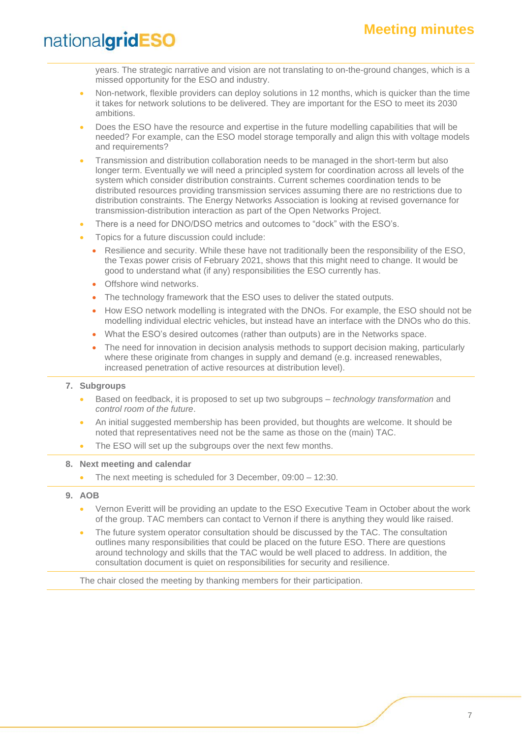years. The strategic narrative and vision are not translating to on-the-ground changes, which is a missed opportunity for the ESO and industry.

- Non-network, flexible providers can deploy solutions in 12 months, which is quicker than the time it takes for network solutions to be delivered. They are important for the ESO to meet its 2030 ambitions.
- Does the ESO have the resource and expertise in the future modelling capabilities that will be needed? For example, can the ESO model storage temporally and align this with voltage models and requirements?
- Transmission and distribution collaboration needs to be managed in the short-term but also longer term. Eventually we will need a principled system for coordination across all levels of the system which consider distribution constraints. Current schemes coordination tends to be distributed resources providing transmission services assuming there are no restrictions due to distribution constraints. The Energy Networks Association is looking at revised governance for transmission-distribution interaction as part of the Open Networks Project.
- There is a need for DNO/DSO metrics and outcomes to "dock" with the ESO's.
- Topics for a future discussion could include:
  - Resilience and security. While these have not traditionally been the responsibility of the ESO, the Texas power crisis of February 2021, shows that this might need to change. It would be good to understand what (if any) responsibilities the ESO currently has.
  - Offshore wind networks.
  - The technology framework that the ESO uses to deliver the stated outputs.
  - How ESO network modelling is integrated with the DNOs. For example, the ESO should not be modelling individual electric vehicles, but instead have an interface with the DNOs who do this.
  - What the ESO's desired outcomes (rather than outputs) are in the Networks space.
  - The need for innovation in decision analysis methods to support decision making, particularly where these originate from changes in supply and demand (e.g. increased renewables, increased penetration of active resources at distribution level).

**7. Subgroups**

- Based on feedback, it is proposed to set up two subgroups – *technology transformation* and *control room of the future*.
- An initial suggested membership has been provided, but thoughts are welcome. It should be noted that representatives need not be the same as those on the (main) TAC.
- The ESO will set up the subgroups over the next few months.

**8. Next meeting and calendar**

- The next meeting is scheduled for 3 December, 09:00 – 12:30.

**9. AOB**

- Vernon Everitt will be providing an update to the ESO Executive Team in October about the work of the group. TAC members can contact to Vernon if there is anything they would like raised.
- The future system operator consultation should be discussed by the TAC. The consultation outlines many responsibilities that could be placed on the future ESO. There are questions around technology and skills that the TAC would be well placed to address. In addition, the consultation document is quiet on responsibilities for security and resilience.

The chair closed the meeting by thanking members for their participation.